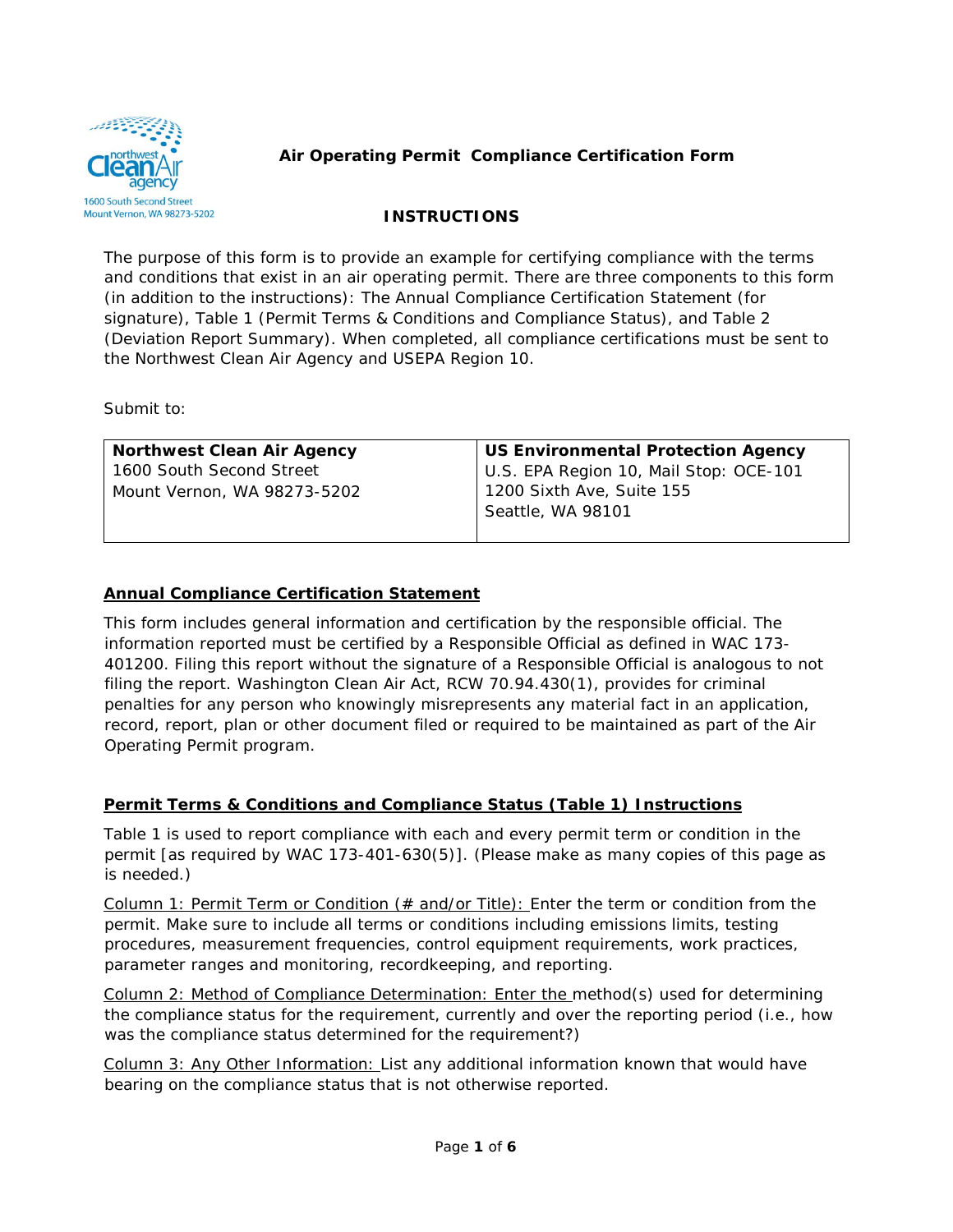Northwest Clean Air Agency
1600 South Second Street
Mount Vernon, WA 98273-5202

# Air Operating Permit Compliance Certification Form

## INSTRUCTIONS

The purpose of this form is to provide an example for certifying compliance with the terms and conditions that exist in an air operating permit. There are three components to this form (in addition to the instructions): The Annual Compliance Certification Statement (for signature), Table 1 (Permit Terms & Conditions and Compliance Status), and Table 2 (Deviation Report Summary). When completed, all compliance certifications must be sent to the Northwest Clean Air Agency and USEPA Region 10.

Submit to:

| **Northwest Clean Air Agency** | **US Environmental Protection Agency** |
|---|---|
| 1600 South Second Street<br>Mount Vernon, WA 98273-5202 | U.S. EPA Region 10, Mail Stop: OCE-101<br>1200 Sixth Ave, Suite 155<br>Seattle, WA 98101 |

### Annual Compliance Certification Statement

This form includes general information and certification by the responsible official. The information reported must be certified by a Responsible Official as defined in WAC 173-401200. Filing this report without the signature of a Responsible Official is analogous to not filing the report. Washington Clean Air Act, RCW 70.94.430(1), provides for criminal penalties for any person who knowingly misrepresents any material fact in an application, record, report, plan or other document filed or required to be maintained as part of the Air Operating Permit program.

### Permit Terms & Conditions and Compliance Status (Table 1) Instructions

Table 1 is used to report compliance with each and every permit term or condition in the permit [as required by WAC 173-401-630(5)]. (Please make as many copies of this page as is needed.)

Column 1: Permit Term or Condition (# and/or Title): Enter the term or condition from the permit. Make sure to include all terms or conditions including emissions limits, testing procedures, measurement frequencies, control equipment requirements, work practices, parameter ranges and monitoring, recordkeeping, and reporting.

Column 2: Method of Compliance Determination: Enter the method(s) used for determining the compliance status for the requirement, currently and over the reporting period (i.e., how was the compliance status determined for the requirement?)

Column 3: Any Other Information: List any additional information known that would have bearing on the compliance status that is not otherwise reported.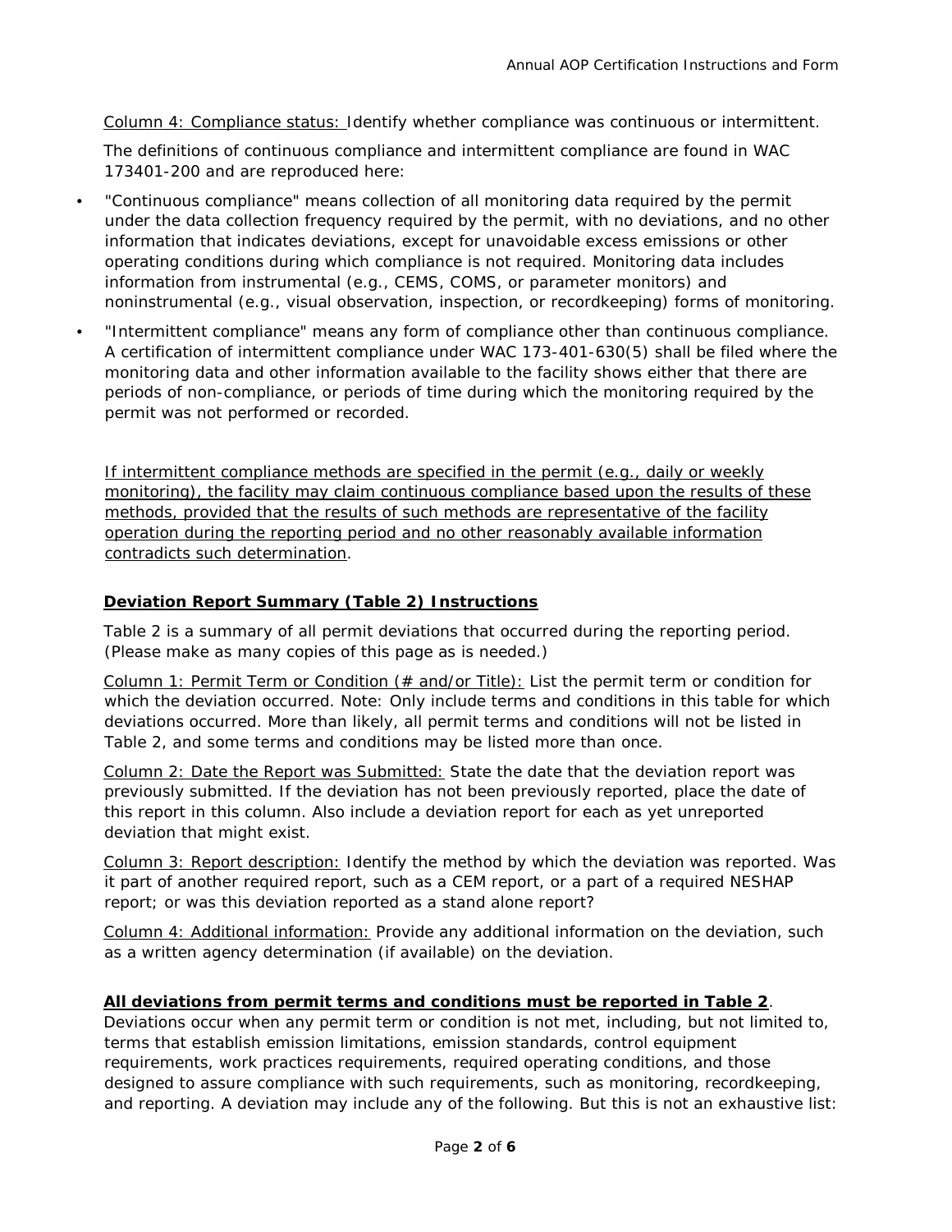Column 4: Compliance status: Identify whether compliance was continuous or intermittent.

The definitions of continuous compliance and intermittent compliance are found in WAC 173401-200 and are reproduced here:

- "Continuous compliance" means collection of all monitoring data required by the permit under the data collection frequency required by the permit, with no deviations, and no other information that indicates deviations, except for unavoidable excess emissions or other operating conditions during which compliance is not required. Monitoring data includes information from instrumental (e.g., CEMS, COMS, or parameter monitors) and noninstrumental (e.g., visual observation, inspection, or recordkeeping) forms of monitoring.
- "Intermittent compliance" means any form of compliance other than continuous compliance. A certification of intermittent compliance under WAC 173-401-630(5) shall be filed where the monitoring data and other information available to the facility shows either that there are periods of non-compliance, or periods of time during which the monitoring required by the permit was not performed or recorded.

If intermittent compliance methods are specified in the permit (e.g., daily or weekly monitoring), the facility may claim continuous compliance based upon the results of these methods, provided that the results of such methods are representative of the facility operation during the reporting period and no other reasonably available information contradicts such determination.

## Deviation Report Summary (Table 2) Instructions

Table 2 is a summary of all permit deviations that occurred during the reporting period. (Please make as many copies of this page as is needed.)

Column 1: Permit Term or Condition (# and/or Title): List the permit term or condition for which the deviation occurred. Note: Only include terms and conditions in this table for which deviations occurred. More than likely, all permit terms and conditions will not be listed in Table 2, and some terms and conditions may be listed more than once.

Column 2: Date the Report was Submitted: State the date that the deviation report was previously submitted. If the deviation has not been previously reported, place the date of this report in this column. Also include a deviation report for each as yet unreported deviation that might exist.

Column 3: Report description: Identify the method by which the deviation was reported. Was it part of another required report, such as a CEM report, or a part of a required NESHAP report; or was this deviation reported as a stand alone report?

Column 4: Additional information: Provide any additional information on the deviation, such as a written agency determination (if available) on the deviation.

**All deviations from permit terms and conditions must be reported in Table 2**. Deviations occur when any permit term or condition is not met, including, but not limited to, terms that establish emission limitations, emission standards, control equipment requirements, work practices requirements, required operating conditions, and those designed to assure compliance with such requirements, such as monitoring, recordkeeping, and reporting. A deviation may include any of the following. But this is not an exhaustive list: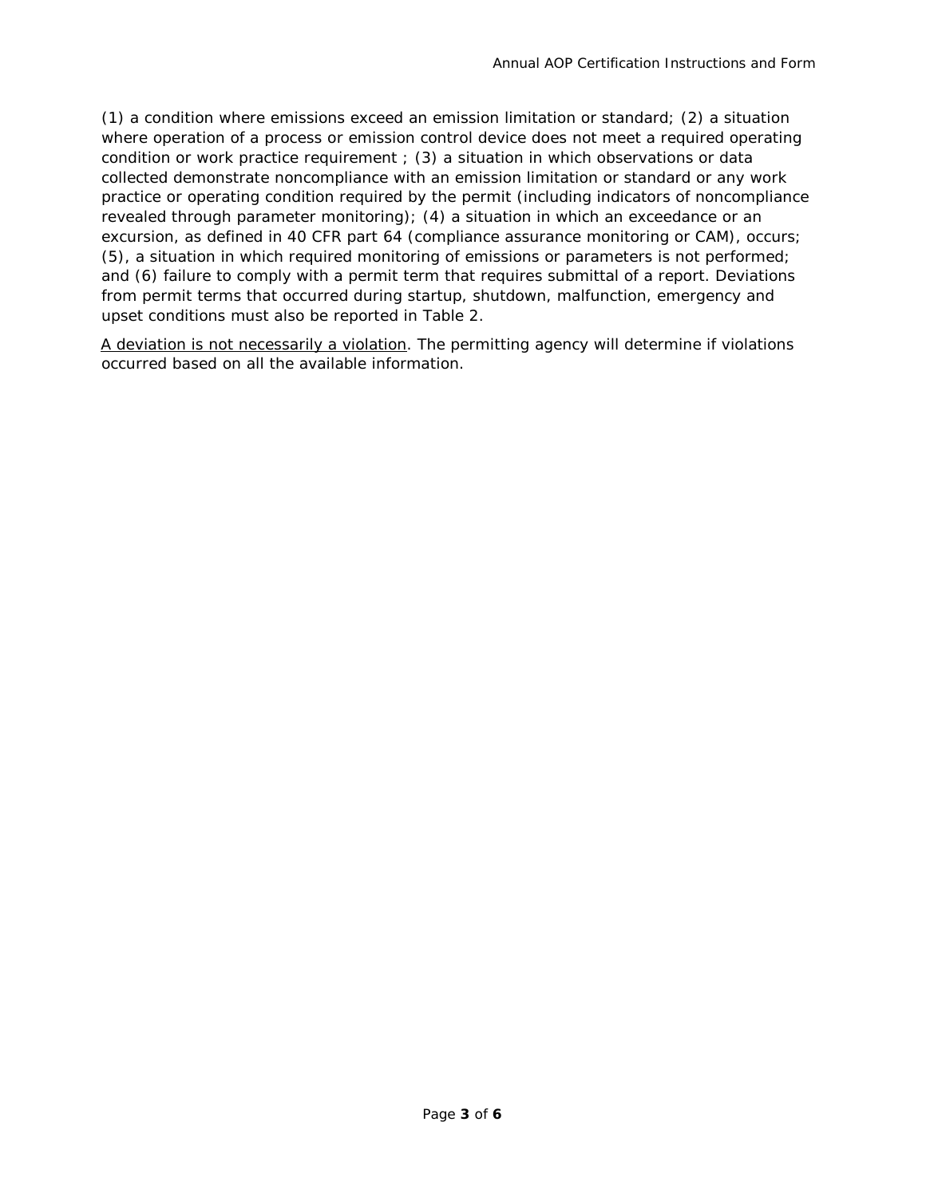(1) a condition where emissions exceed an emission limitation or standard; (2) a situation where operation of a process or emission control device does not meet a required operating condition or work practice requirement ; (3) a situation in which observations or data collected demonstrate noncompliance with an emission limitation or standard or any work practice or operating condition required by the permit (including indicators of noncompliance revealed through parameter monitoring); (4) a situation in which an exceedance or an excursion, as defined in 40 CFR part 64 (compliance assurance monitoring or CAM), occurs; (5), a situation in which required monitoring of emissions or parameters is not performed; and (6) failure to comply with a permit term that requires submittal of a report. Deviations from permit terms that occurred during startup, shutdown, malfunction, emergency and upset conditions must also be reported in Table 2.

<u>A deviation is not necessarily a violation</u>. The permitting agency will determine if violations occurred based on all the available information.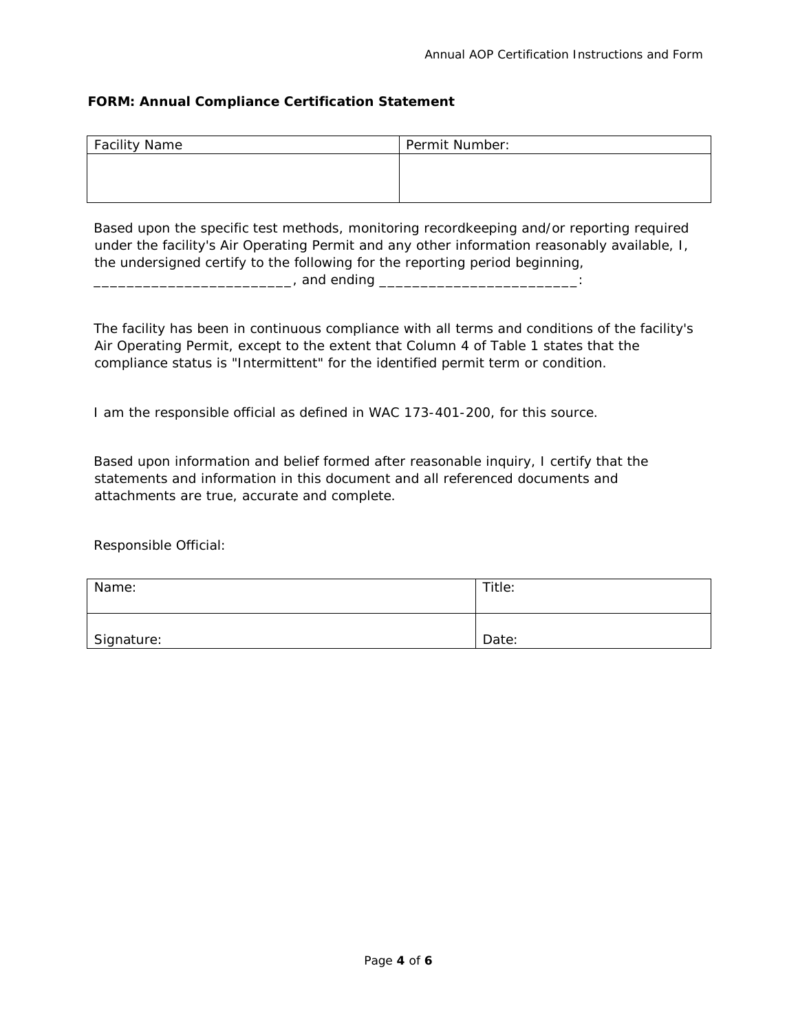**FORM: Annual Compliance Certification Statement**

| Facility Name | Permit Number: |
|---|---|
| | |

Based upon the specific test methods, monitoring recordkeeping and/or reporting required under the facility's Air Operating Permit and any other information reasonably available, I, the undersigned certify to the following for the reporting period beginning, ________________________, and ending ________________________:

The facility has been in continuous compliance with all terms and conditions of the facility's Air Operating Permit, except to the extent that Column 4 of Table 1 states that the compliance status is "Intermittent" for the identified permit term or condition.

I am the responsible official as defined in WAC 173-401-200, for this source.

Based upon information and belief formed after reasonable inquiry, I certify that the statements and information in this document and all referenced documents and attachments are true, accurate and complete.

Responsible Official:

| Name: | Title: |
|---|---|
| Signature: | Date: |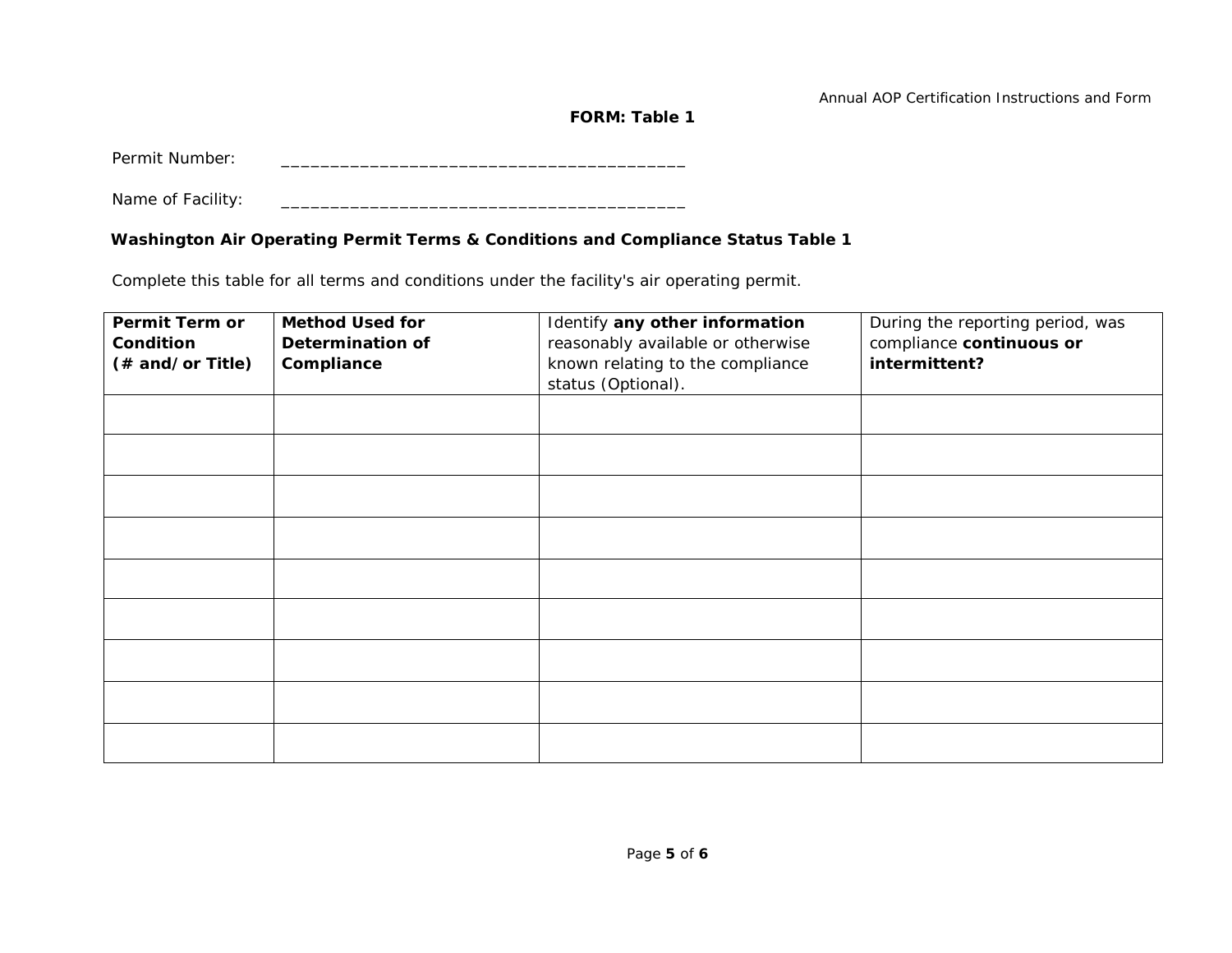**FORM: Table 1**

Permit Number: ________________________________________

Name of Facility: ________________________________________

**Washington Air Operating Permit Terms & Conditions and Compliance Status Table 1**

Complete this table for all terms and conditions under the facility's air operating permit.

| **Permit Term or Condition (# and/or Title)** | **Method Used for Determination of Compliance** | Identify **any other information** reasonably available or otherwise known relating to the compliance status (Optional). | During the reporting period, was compliance **continuous or intermittent?** |
|---|---|---|---|
| | | | |
| | | | |
| | | | |
| | | | |
| | | | |
| | | | |
| | | | |
| | | | |
| | | | |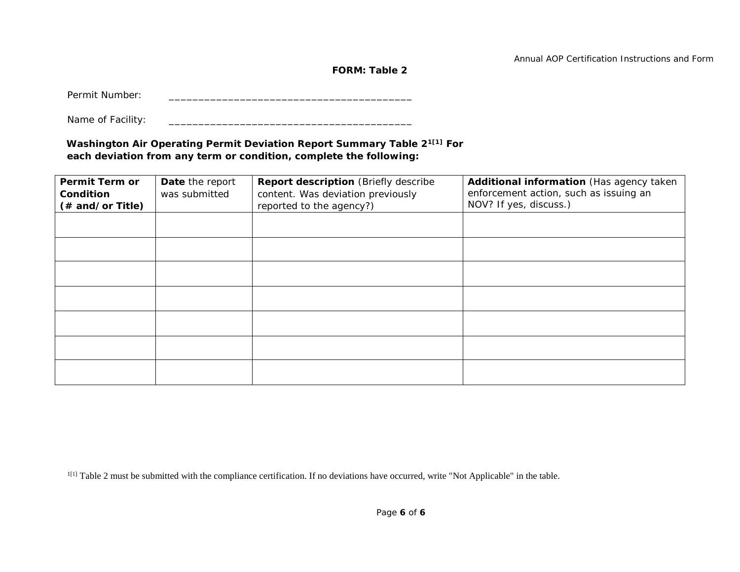**FORM: Table 2**

Permit Number: ________________________________________

Name of Facility: ________________________________________

**Washington Air Operating Permit Deviation Report Summary Table 2[1][1] For each deviation from any term or condition, complete the following:**

| **Permit Term or Condition (# and/or Title)** | **Date** the report was submitted | **Report description** (Briefly describe content. Was deviation previously reported to the agency?) | **Additional information** (Has agency taken enforcement action, such as issuing an NOV? If yes, discuss.) |
|---|---|---|---|
| | | | |
| | | | |
| | | | |
| | | | |
| | | | |
| | | | |
| | | | |

[1][1] Table 2 must be submitted with the compliance certification. If no deviations have occurred, write "Not Applicable" in the table.